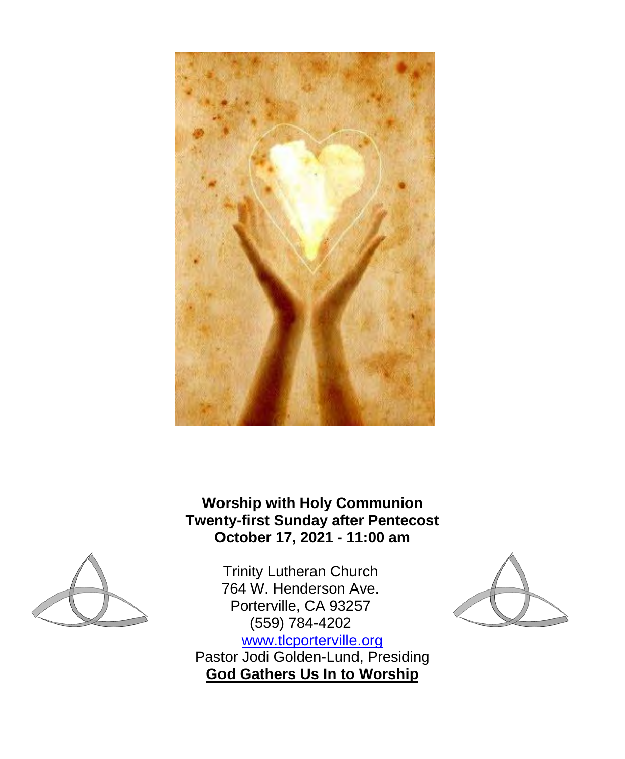**Worship with Holy Communion**
**Twenty-first Sunday after Pentecost**
**October 17, 2021 - 11:00 am**

Trinity Lutheran Church
764 W. Henderson Ave.
Porterville, CA 93257
(559) 784-4202
www.tlcporterville.org
Pastor Jodi Golden-Lund, Presiding

## God Gathers Us In to Worship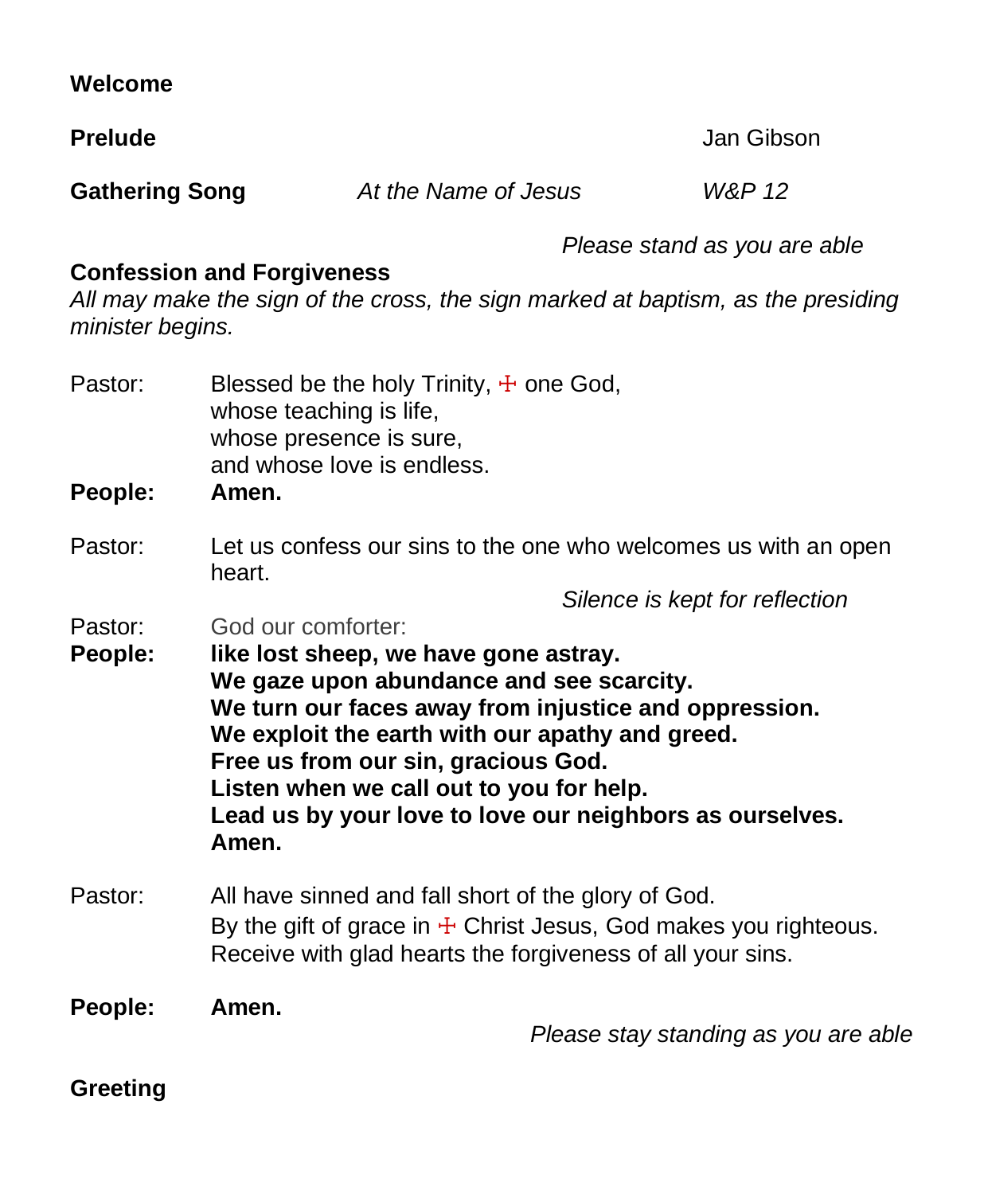**Welcome**

**Prelude** Jan Gibson

**Gathering Song** *At the Name of Jesus* *W&P 12*

*Please stand as you are able*

**Confession and Forgiveness**

*All may make the sign of the cross, the sign marked at baptism, as the presiding minister begins.*

Pastor: Blessed be the holy Trinity, ☩ one God,
whose teaching is life,
whose presence is sure,
and whose love is endless.

**People: Amen.**

Pastor: Let us confess our sins to the one who welcomes us with an open heart.

*Silence is kept for reflection*

Pastor: God our comforter:

**People: like lost sheep, we have gone astray.**
**We gaze upon abundance and see scarcity.**
**We turn our faces away from injustice and oppression.**
**We exploit the earth with our apathy and greed.**
**Free us from our sin, gracious God.**
**Listen when we call out to you for help.**
**Lead us by your love to love our neighbors as ourselves.**
**Amen.**

Pastor: All have sinned and fall short of the glory of God.
By the gift of grace in ☩ Christ Jesus, God makes you righteous.
Receive with glad hearts the forgiveness of all your sins.

**People: Amen.**

*Please stay standing as you are able*

**Greeting**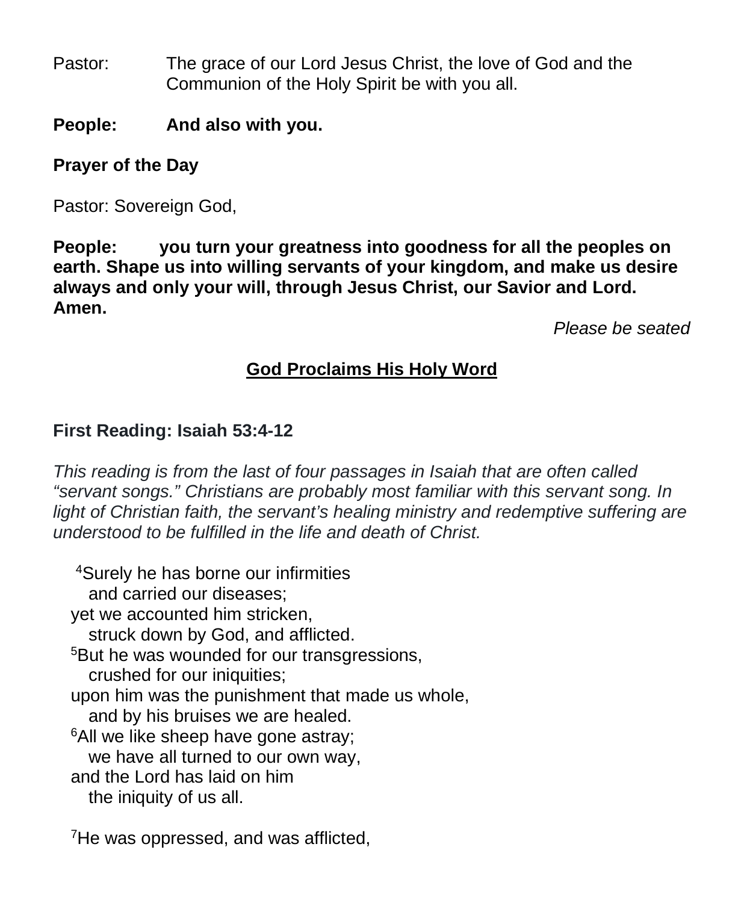Pastor: The grace of our Lord Jesus Christ, the love of God and the Communion of the Holy Spirit be with you all.

**People: And also with you.**

**Prayer of the Day**

Pastor: Sovereign God,

**People: you turn your greatness into goodness for all the peoples on earth. Shape us into willing servants of your kingdom, and make us desire always and only your will, through Jesus Christ, our Savior and Lord. Amen.**

*Please be seated*

## God Proclaims His Holy Word

**First Reading: Isaiah 53:4-12**

*This reading is from the last of four passages in Isaiah that are often called "servant songs." Christians are probably most familiar with this servant song. In light of Christian faith, the servant's healing ministry and redemptive suffering are understood to be fulfilled in the life and death of Christ.*

[4]Surely he has borne our infirmities
  and carried our diseases;
yet we accounted him stricken,
  struck down by God, and afflicted.
[5]But he was wounded for our transgressions,
  crushed for our iniquities;
upon him was the punishment that made us whole,
  and by his bruises we are healed.
[6]All we like sheep have gone astray;
  we have all turned to our own way,
and the Lord has laid on him
  the iniquity of us all.

[7]He was oppressed, and was afflicted,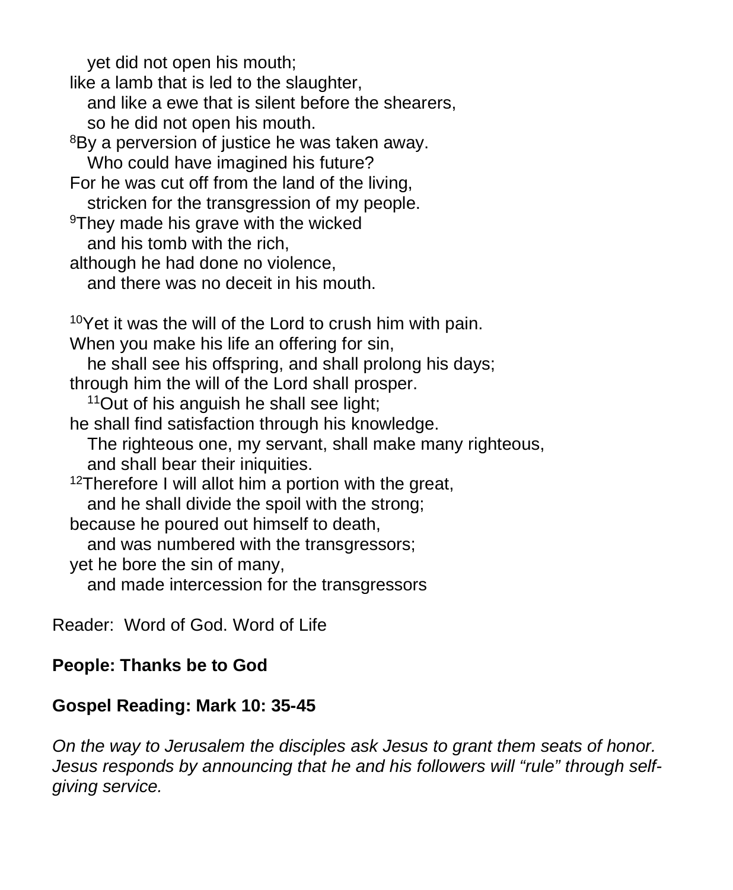yet did not open his mouth;  
like a lamb that is led to the slaughter,  
and like a ewe that is silent before the shearers,  
so he did not open his mouth.  
[8]By a perversion of justice he was taken away.  
Who could have imagined his future?  
For he was cut off from the land of the living,  
stricken for the transgression of my people.  
[9]They made his grave with the wicked  
and his tomb with the rich,  
although he had done no violence,  
and there was no deceit in his mouth.

[10]Yet it was the will of the Lord to crush him with pain.  
When you make his life an offering for sin,  
he shall see his offspring, and shall prolong his days;  
through him the will of the Lord shall prosper.  
[11]Out of his anguish he shall see light;  
he shall find satisfaction through his knowledge.  
The righteous one, my servant, shall make many righteous,  
and shall bear their iniquities.  
[12]Therefore I will allot him a portion with the great,  
and he shall divide the spoil with the strong;  
because he poured out himself to death,  
and was numbered with the transgressors;  
yet he bore the sin of many,  
and made intercession for the transgressors

Reader: Word of God. Word of Life

**People: Thanks be to God**

**Gospel Reading: Mark 10: 35-45**

*On the way to Jerusalem the disciples ask Jesus to grant them seats of honor. Jesus responds by announcing that he and his followers will “rule” through self-giving service.*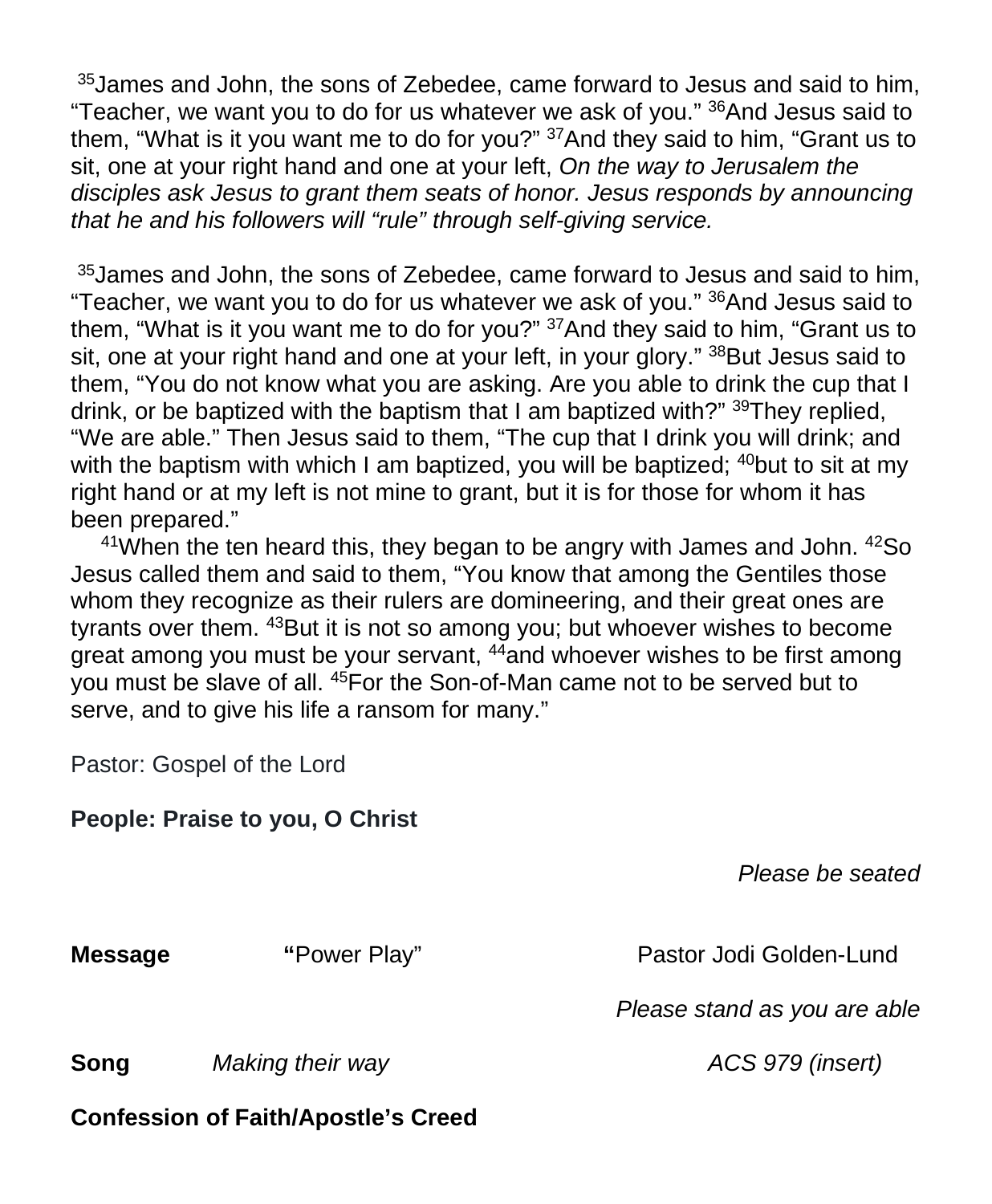[35]James and John, the sons of Zebedee, came forward to Jesus and said to him, "Teacher, we want you to do for us whatever we ask of you." [36]And Jesus said to them, "What is it you want me to do for you?" [37]And they said to him, "Grant us to sit, one at your right hand and one at your left, *On the way to Jerusalem the disciples ask Jesus to grant them seats of honor. Jesus responds by announcing that he and his followers will "rule" through self-giving service.*

[35]James and John, the sons of Zebedee, came forward to Jesus and said to him, "Teacher, we want you to do for us whatever we ask of you." [36]And Jesus said to them, "What is it you want me to do for you?" [37]And they said to him, "Grant us to sit, one at your right hand and one at your left, in your glory." [38]But Jesus said to them, "You do not know what you are asking. Are you able to drink the cup that I drink, or be baptized with the baptism that I am baptized with?" [39]They replied, "We are able." Then Jesus said to them, "The cup that I drink you will drink; and with the baptism with which I am baptized, you will be baptized; [40]but to sit at my right hand or at my left is not mine to grant, but it is for those for whom it has been prepared."

[41]When the ten heard this, they began to be angry with James and John. [42]So Jesus called them and said to them, "You know that among the Gentiles those whom they recognize as their rulers are domineering, and their great ones are tyrants over them. [43]But it is not so among you; but whoever wishes to become great among you must be your servant, [44]and whoever wishes to be first among you must be slave of all. [45]For the Son-of-Man came not to be served but to serve, and to give his life a ransom for many."

Pastor: Gospel of the Lord

**People: Praise to you, O Christ**

*Please be seated*

**Message** **"**Power Play" Pastor Jodi Golden-Lund

*Please stand as you are able*

**Song** *Making their way* *ACS 979 (insert)*

**Confession of Faith/Apostle's Creed**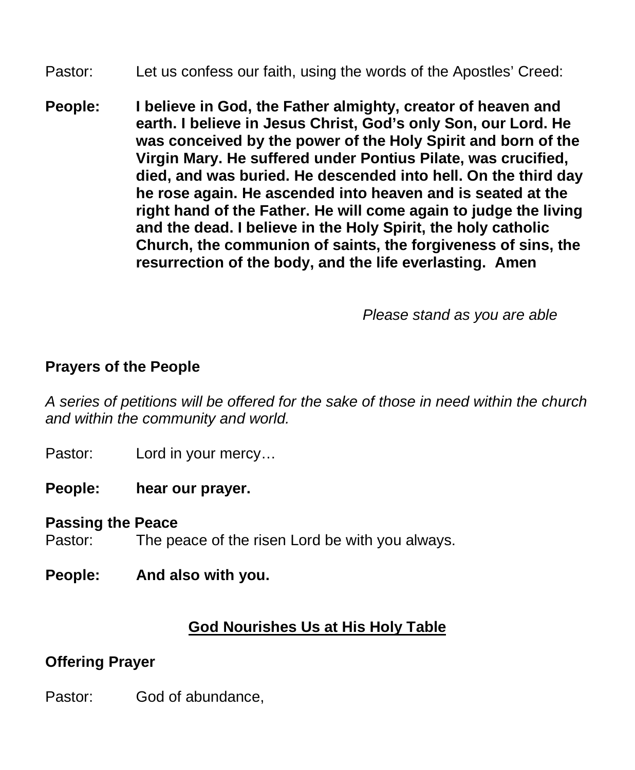Pastor: Let us confess our faith, using the words of the Apostles' Creed:

**People: I believe in God, the Father almighty, creator of heaven and earth. I believe in Jesus Christ, God's only Son, our Lord. He was conceived by the power of the Holy Spirit and born of the Virgin Mary. He suffered under Pontius Pilate, was crucified, died, and was buried. He descended into hell. On the third day he rose again. He ascended into heaven and is seated at the right hand of the Father. He will come again to judge the living and the dead. I believe in the Holy Spirit, the holy catholic Church, the communion of saints, the forgiveness of sins, the resurrection of the body, and the life everlasting. Amen**

*Please stand as you are able*

**Prayers of the People**

*A series of petitions will be offered for the sake of those in need within the church and within the community and world.*

Pastor: Lord in your mercy…

**People: hear our prayer.**

**Passing the Peace**

Pastor: The peace of the risen Lord be with you always.

**People: And also with you.**

## God Nourishes Us at His Holy Table

**Offering Prayer**

Pastor: God of abundance,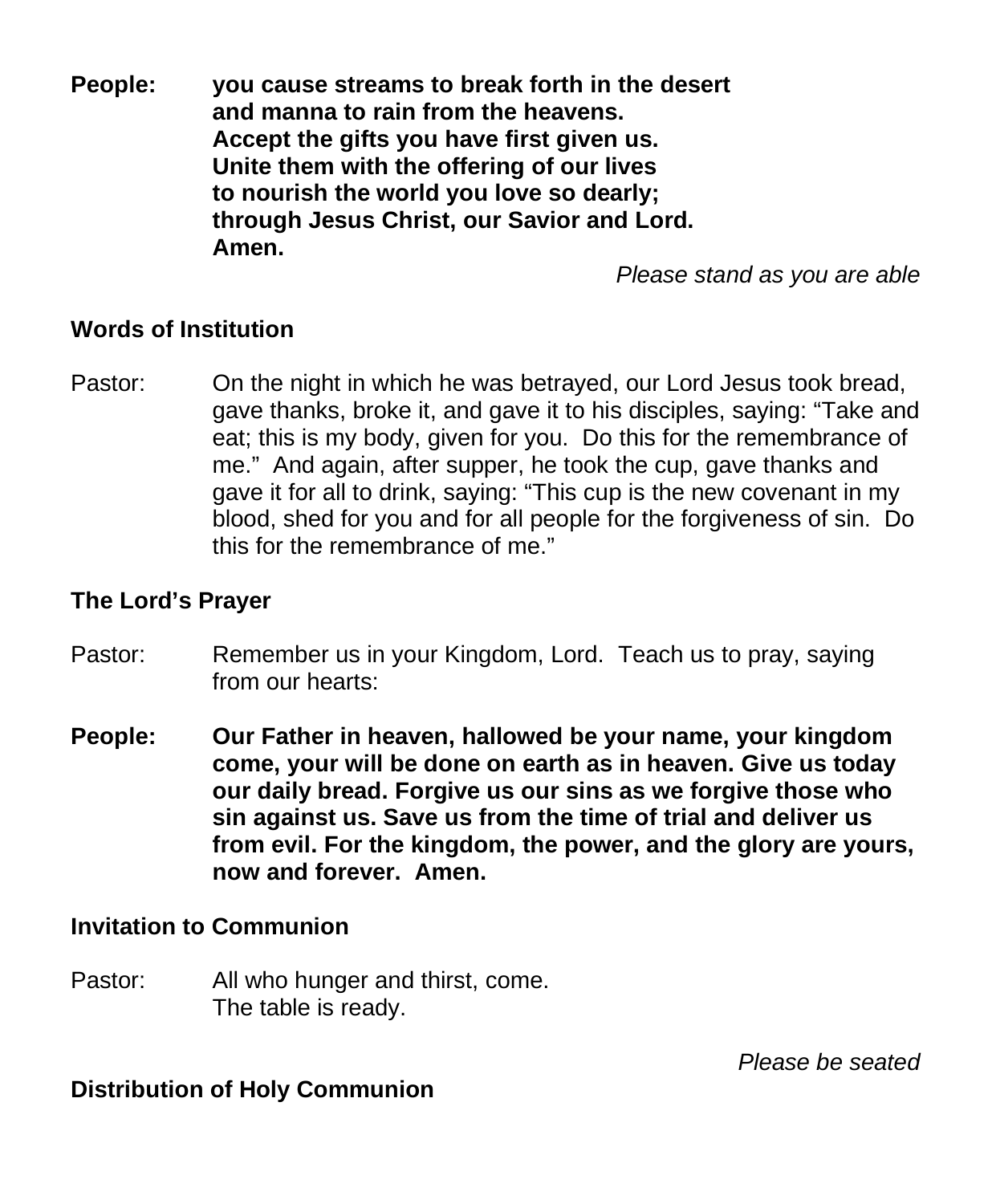**People:** **you cause streams to break forth in the desert and manna to rain from the heavens. Accept the gifts you have first given us. Unite them with the offering of our lives to nourish the world you love so dearly; through Jesus Christ, our Savior and Lord. Amen.**

*Please stand as you are able*

**Words of Institution**

Pastor: On the night in which he was betrayed, our Lord Jesus took bread, gave thanks, broke it, and gave it to his disciples, saying: "Take and eat; this is my body, given for you. Do this for the remembrance of me." And again, after supper, he took the cup, gave thanks and gave it for all to drink, saying: "This cup is the new covenant in my blood, shed for you and for all people for the forgiveness of sin. Do this for the remembrance of me."

**The Lord's Prayer**

Pastor: Remember us in your Kingdom, Lord. Teach us to pray, saying from our hearts:

**People:** **Our Father in heaven, hallowed be your name, your kingdom come, your will be done on earth as in heaven. Give us today our daily bread. Forgive us our sins as we forgive those who sin against us. Save us from the time of trial and deliver us from evil. For the kingdom, the power, and the glory are yours, now and forever. Amen.**

**Invitation to Communion**

Pastor: All who hunger and thirst, come.
The table is ready.

*Please be seated*

**Distribution of Holy Communion**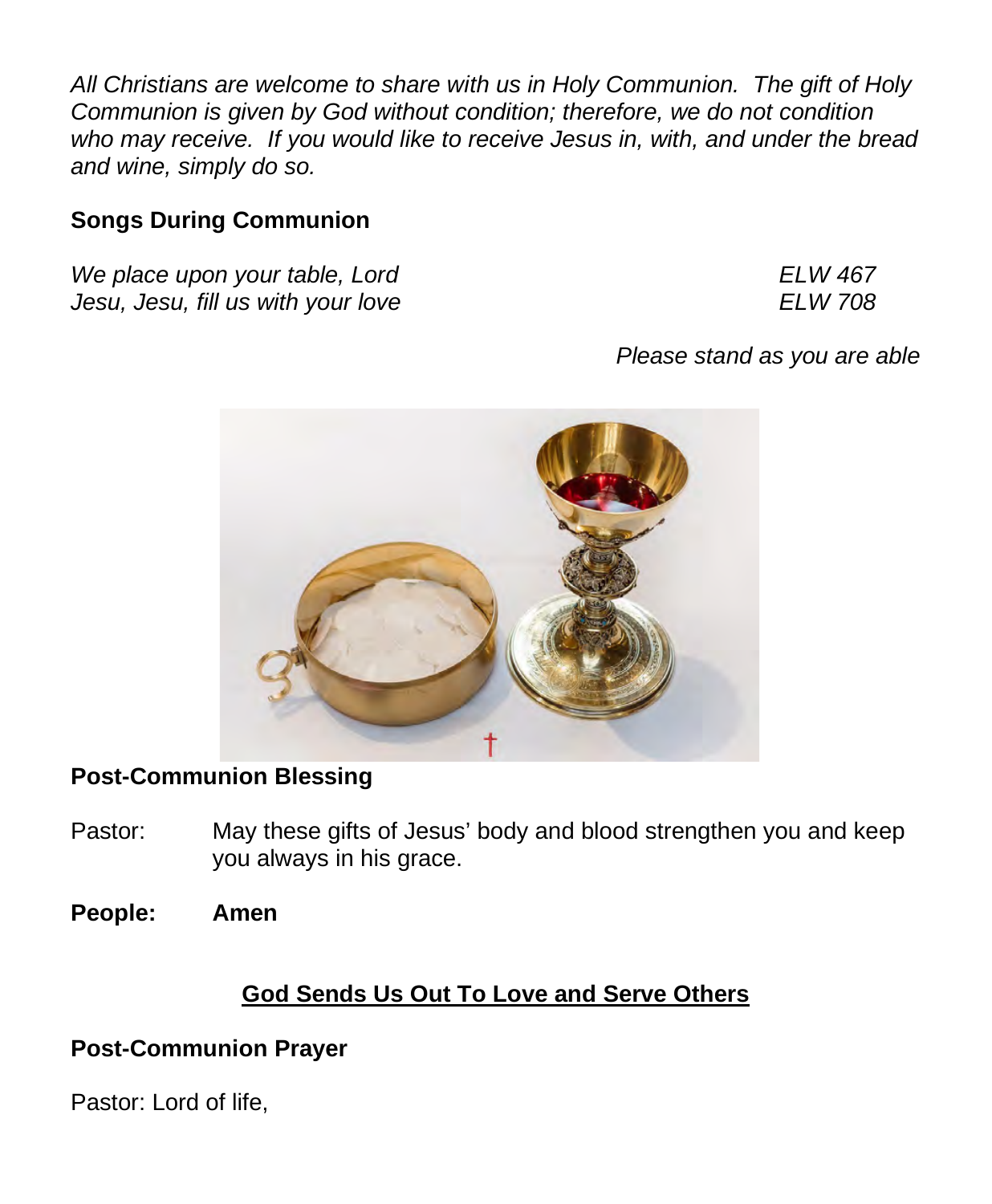*All Christians are welcome to share with us in Holy Communion. The gift of Holy Communion is given by God without condition; therefore, we do not condition who may receive. If you would like to receive Jesus in, with, and under the bread and wine, simply do so.*

**Songs During Communion**

*We place upon your table, Lord* *ELW 467*
*Jesu, Jesu, fill us with your love* *ELW 708*

*Please stand as you are able*

**Post-Communion Blessing**

Pastor: May these gifts of Jesus' body and blood strengthen you and keep you always in his grace.

**People: Amen**

## God Sends Us Out To Love and Serve Others

**Post-Communion Prayer**

Pastor: Lord of life,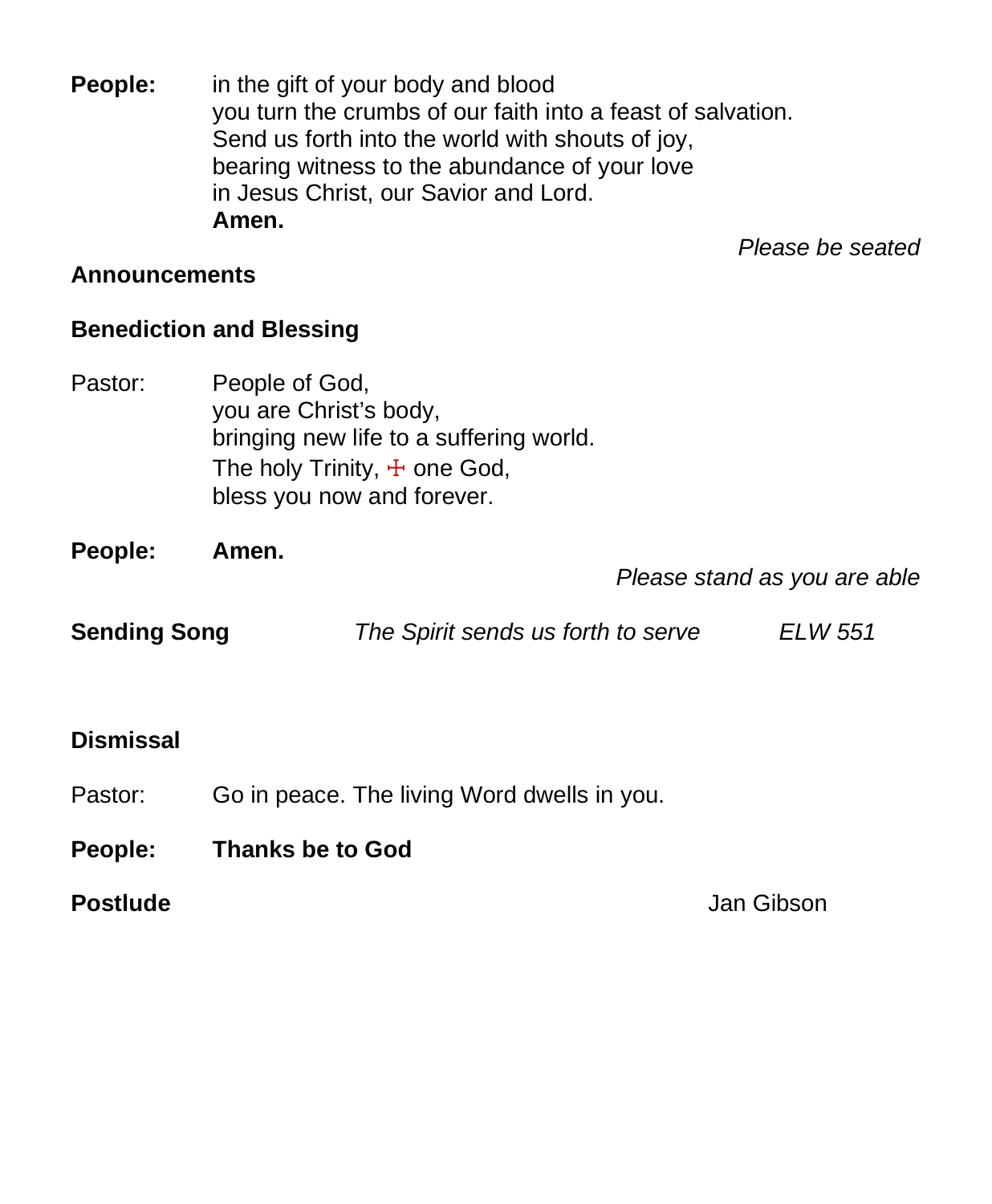**People:** in the gift of your body and blood
you turn the crumbs of our faith into a feast of salvation.
Send us forth into the world with shouts of joy,
bearing witness to the abundance of your love
in Jesus Christ, our Savior and Lord.
**Amen.**

*Please be seated*

**Announcements**

**Benediction and Blessing**

Pastor: People of God,
you are Christ's body,
bringing new life to a suffering world.
The holy Trinity, ☩ one God,
bless you now and forever.

**People: Amen.**

*Please stand as you are able*

**Sending Song** *The Spirit sends us forth to serve* *ELW 551*

**Dismissal**

Pastor: Go in peace. The living Word dwells in you.

**People: Thanks be to God**

**Postlude** Jan Gibson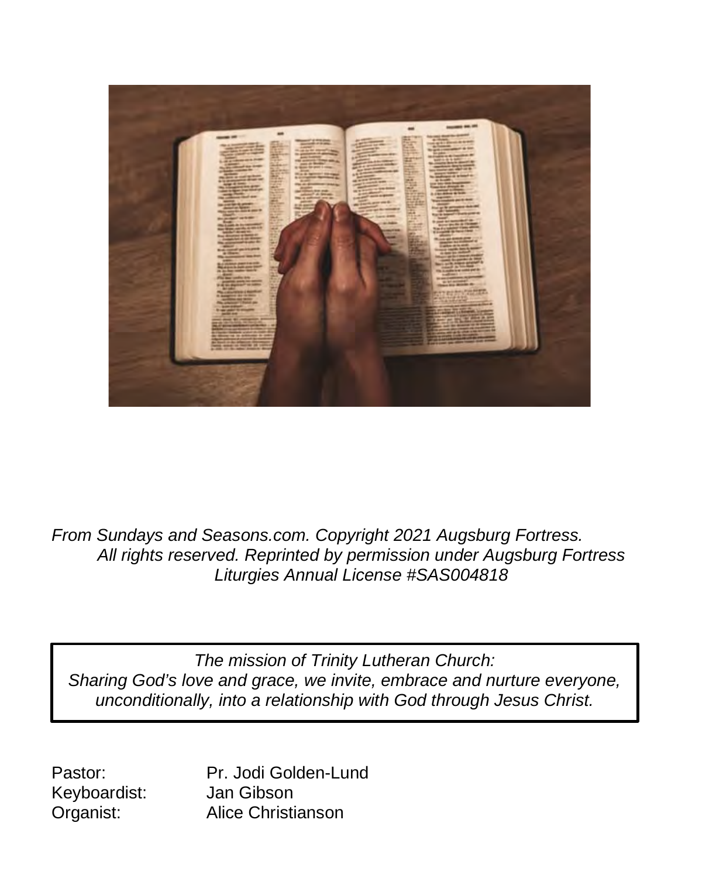*From Sundays and Seasons.com. Copyright 2021 Augsburg Fortress. All rights reserved. Reprinted by permission under Augsburg Fortress Liturgies Annual License #SAS004818*

*The mission of Trinity Lutheran Church:*
*Sharing God's love and grace, we invite, embrace and nurture everyone, unconditionally, into a relationship with God through Jesus Christ.*

| | |
|---|---|
| Pastor: | Pr. Jodi Golden-Lund |
| Keyboardist: | Jan Gibson |
| Organist: | Alice Christianson |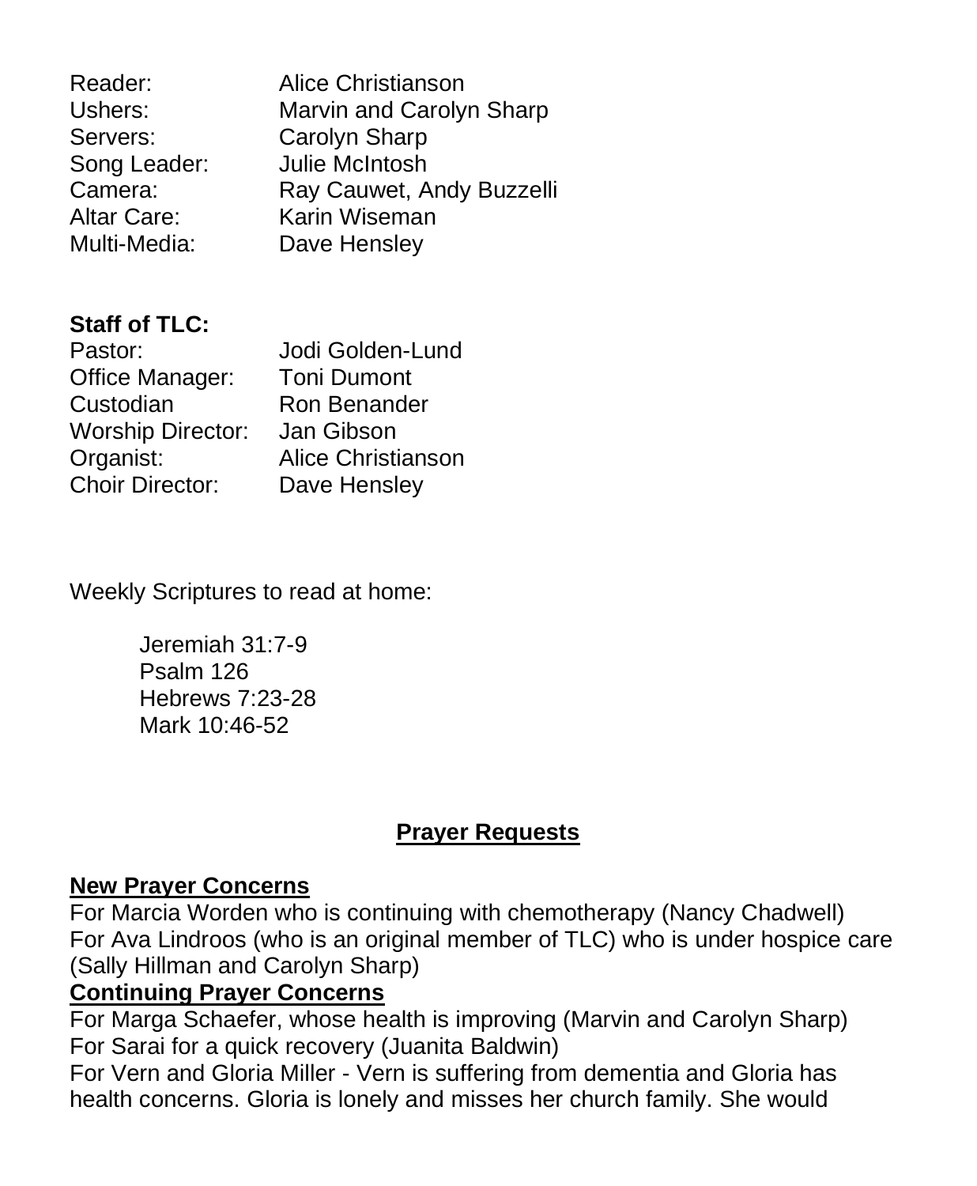Reader: Alice Christianson
Ushers: Marvin and Carolyn Sharp
Servers: Carolyn Sharp
Song Leader: Julie McIntosh
Camera: Ray Cauwet, Andy Buzzelli
Altar Care: Karin Wiseman
Multi-Media: Dave Hensley

**Staff of TLC:**

Pastor: Jodi Golden-Lund
Office Manager: Toni Dumont
Custodian Ron Benander
Worship Director: Jan Gibson
Organist: Alice Christianson
Choir Director: Dave Hensley

Weekly Scriptures to read at home:

> Jeremiah 31:7-9
> Psalm 126
> Hebrews 7:23-28
> Mark 10:46-52

## Prayer Requests

**New Prayer Concerns**

For Marcia Worden who is continuing with chemotherapy (Nancy Chadwell)
For Ava Lindroos (who is an original member of TLC) who is under hospice care (Sally Hillman and Carolyn Sharp)

**Continuing Prayer Concerns**

For Marga Schaefer, whose health is improving (Marvin and Carolyn Sharp)
For Sarai for a quick recovery (Juanita Baldwin)
For Vern and Gloria Miller - Vern is suffering from dementia and Gloria has health concerns. Gloria is lonely and misses her church family. She would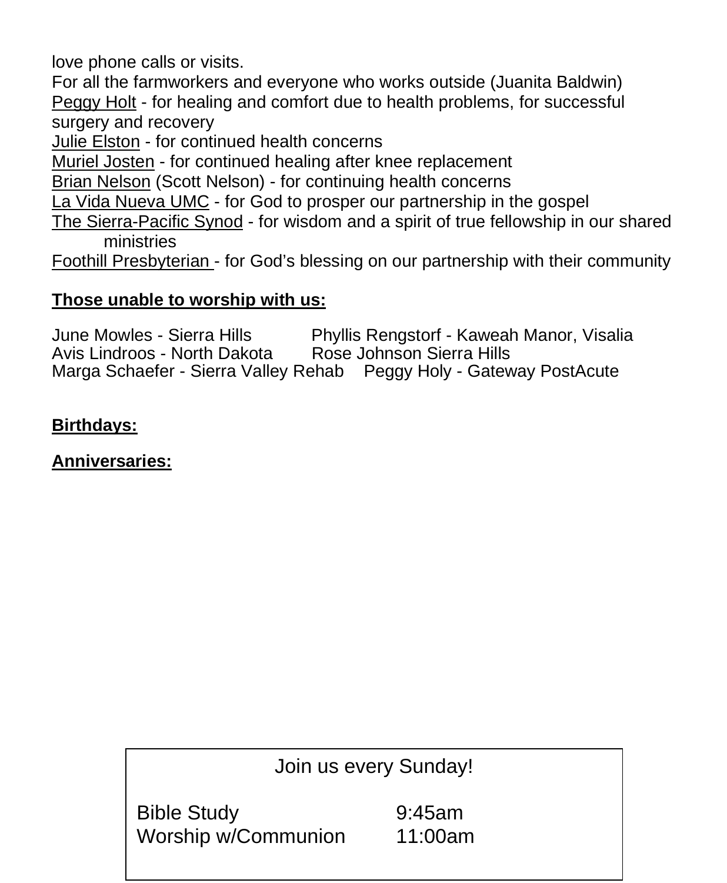love phone calls or visits.

For all the farmworkers and everyone who works outside (Juanita Baldwin)

Peggy Holt - for healing and comfort due to health problems, for successful surgery and recovery

Julie Elston - for continued health concerns

Muriel Josten - for continued healing after knee replacement

Brian Nelson (Scott Nelson) - for continuing health concerns

La Vida Nueva UMC - for God to prosper our partnership in the gospel

The Sierra-Pacific Synod - for wisdom and a spirit of true fellowship in our shared ministries

Foothill Presbyterian - for God's blessing on our partnership with their community

**Those unable to worship with us:**

June Mowles - Sierra Hills
Avis Lindroos - North Dakota
Marga Schaefer - Sierra Valley Rehab
Phyllis Rengstorf - Kaweah Manor, Visalia
Rose Johnson Sierra Hills
Peggy Holy - Gateway PostAcute

**Birthdays:**

**Anniversaries:**

Join us every Sunday!

| | |
|---|---|
| Bible Study | 9:45am |
| Worship w/Communion | 11:00am |